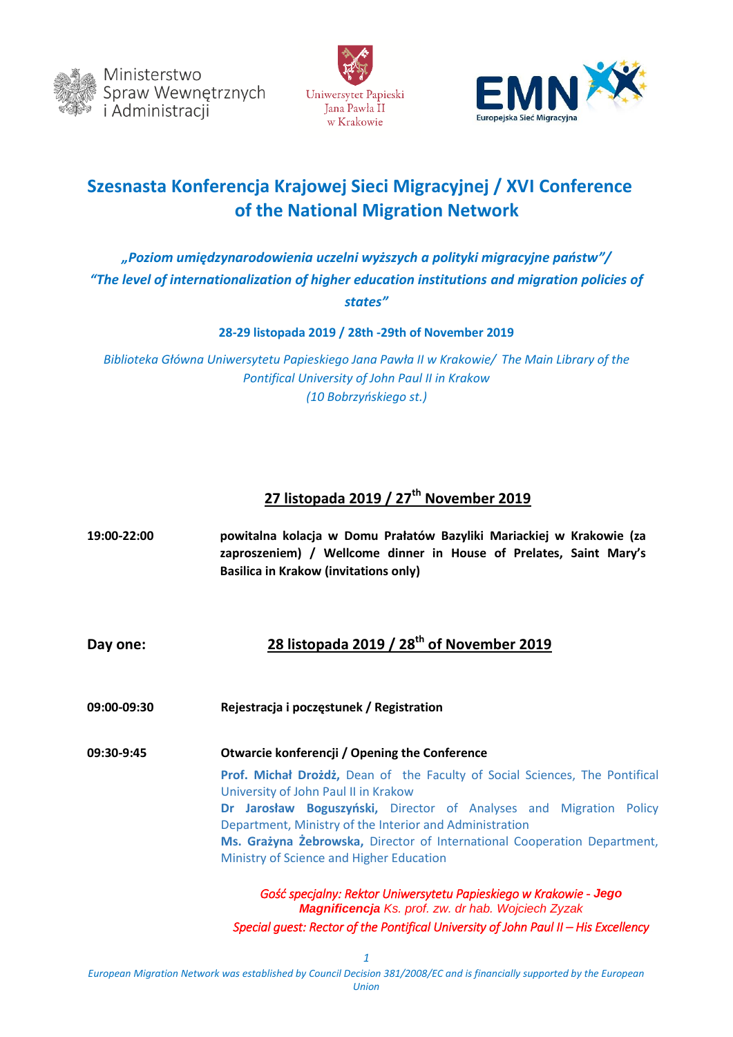Ministerstwo Spraw Wewnętrznych i Administracji

Uniwersytet Papieski Jana Pawła II w Krakowie

EMN Europejska Sieć Migracyjna

# Szesnasta Konferencja Krajowej Sieci Migracyjnej / XVI Conference of the National Migration Network

***„Poziom umiędzynarodowienia uczelni wyższych a polityki migracyjne państw"/ "The level of internationalization of higher education institutions and migration policies of states"***

**28-29 listopada 2019 / 28th -29th of November 2019**

*Biblioteka Główna Uniwersytetu Papieskiego Jana Pawła II w Krakowie/ The Main Library of the Pontifical University of John Paul II in Krakow (10 Bobrzyńskiego st.)*

## 27 listopada 2019 / 27th November 2019

**19:00-22:00** **powitalna kolacja w Domu Prałatów Bazyliki Mariackiej w Krakowie (za zaproszeniem) / Wellcome dinner in House of Prelates, Saint Mary's Basilica in Krakow (invitations only)**

## Day one: 28 listopada 2019 / 28th of November 2019

**09:00-09:30** **Rejestracja i poczęstunek / Registration**

**09:30-9:45** **Otwarcie konferencji / Opening the Conference**

**Prof. Michał Drożdż,** Dean of the Faculty of Social Sciences, The Pontifical University of John Paul II in Krakow
**Dr Jarosław Boguszyński,** Director of Analyses and Migration Policy Department, Ministry of the Interior and Administration
**Ms. Grażyna Żebrowska,** Director of International Cooperation Department, Ministry of Science and Higher Education

*Gość specjalny: Rektor Uniwersytetu Papieskiego w Krakowie -* ***Jego Magnificencja*** *Ks. prof. zw. dr hab. Wojciech Zyzak*
*Special guest: Rector of the Pontifical University of John Paul II – His Excellency*

*European Migration Network was established by Council Decision 381/2008/EC and is financially supported by the European Union*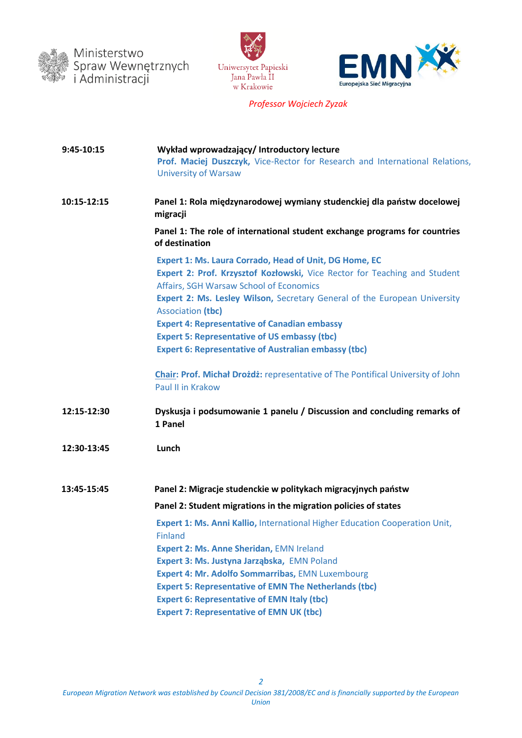Ministerstwo Spraw Wewnętrznych i Administracji

Uniwersytet Papieski Jana Pawła II w Krakowie

EMN Europejska Sieć Migracyjna

*Professor Wojciech Zyzak*

**9:45-10:15** **Wykład wprowadzający/ Introductory lecture**
**Prof. Maciej Duszczyk,** Vice-Rector for Research and International Relations, University of Warsaw

**10:15-12:15** **Panel 1: Rola międzynarodowej wymiany studenckiej dla państw docelowej migracji**

**Panel 1: The role of international student exchange programs for countries of destination**

**Expert 1: Ms. Laura Corrado, Head of Unit, DG Home, EC**
**Expert 2: Prof. Krzysztof Kozłowski,** Vice Rector for Teaching and Student Affairs, SGH Warsaw School of Economics
**Expert 2: Ms. Lesley Wilson,** Secretary General of the European University Association **(tbc)**
**Expert 4: Representative of Canadian embassy**
**Expert 5: Representative of US embassy (tbc)**
**Expert 6: Representative of Australian embassy (tbc)**

**Chair: Prof. Michał Drożdż:** representative of The Pontifical University of John Paul II in Krakow

**12:15-12:30** **Dyskusja i podsumowanie 1 panelu / Discussion and concluding remarks of 1 Panel**

**12:30-13:45** **Lunch**

**13:45-15:45** **Panel 2: Migracje studenckie w politykach migracyjnych państw**

**Panel 2: Student migrations in the migration policies of states**

**Expert 1: Ms. Anni Kallio,** International Higher Education Cooperation Unit, Finland
**Expert 2: Ms. Anne Sheridan,** EMN Ireland
**Expert 3: Ms. Justyna Jarząbska,** EMN Poland
**Expert 4: Mr. Adolfo Sommarribas,** EMN Luxembourg
**Expert 5: Representative of EMN The Netherlands (tbc)**
**Expert 6: Representative of EMN Italy (tbc)**
**Expert 7: Representative of EMN UK (tbc)**

*European Migration Network was established by Council Decision 381/2008/EC and is financially supported by the European Union*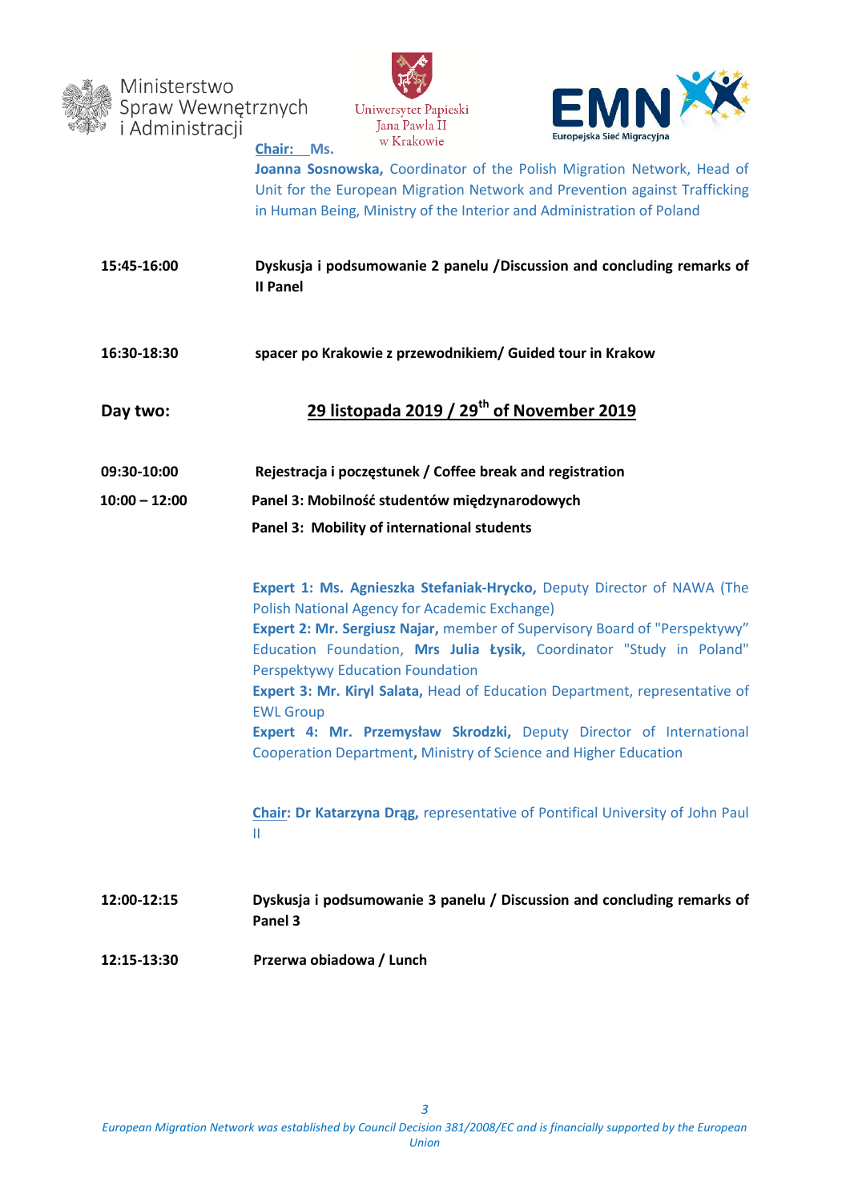Ministerstwo Spraw Wewnętrznych i Administracji

Uniwersytet Papieski Jana Pawła II w Krakowie

EMN Europejska Sieć Migracyjna

**Chair: Ms. Joanna Sosnowska,** Coordinator of the Polish Migration Network, Head of Unit for the European Migration Network and Prevention against Trafficking in Human Being, Ministry of the Interior and Administration of Poland

**15:45-16:00** **Dyskusja i podsumowanie 2 panelu /Discussion and concluding remarks of II Panel**

**16:30-18:30** **spacer po Krakowie z przewodnikiem/ Guided tour in Krakow**

## Day two: 29 listopada 2019 / 29th of November 2019

**09:30-10:00** **Rejestracja i poczęstunek / Coffee break and registration**

**10:00 – 12:00** **Panel 3: Mobilność studentów międzynarodowych**

**Panel 3: Mobility of international students**

**Expert 1: Ms. Agnieszka Stefaniak-Hrycko,** Deputy Director of NAWA (The Polish National Agency for Academic Exchange)

**Expert 2: Mr. Sergiusz Najar,** member of Supervisory Board of "Perspektywy" Education Foundation, **Mrs Julia Łysik,** Coordinator "Study in Poland" Perspektywy Education Foundation

**Expert 3: Mr. Kiryl Salata,** Head of Education Department, representative of EWL Group

**Expert 4: Mr. Przemysław Skrodzki,** Deputy Director of International Cooperation Department**,** Ministry of Science and Higher Education

**Chair: Dr Katarzyna Drąg,** representative of Pontifical University of John Paul II

**12:00-12:15** **Dyskusja i podsumowanie 3 panelu / Discussion and concluding remarks of Panel 3**

**12:15-13:30** **Przerwa obiadowa / Lunch**

*European Migration Network was established by Council Decision 381/2008/EC and is financially supported by the European Union*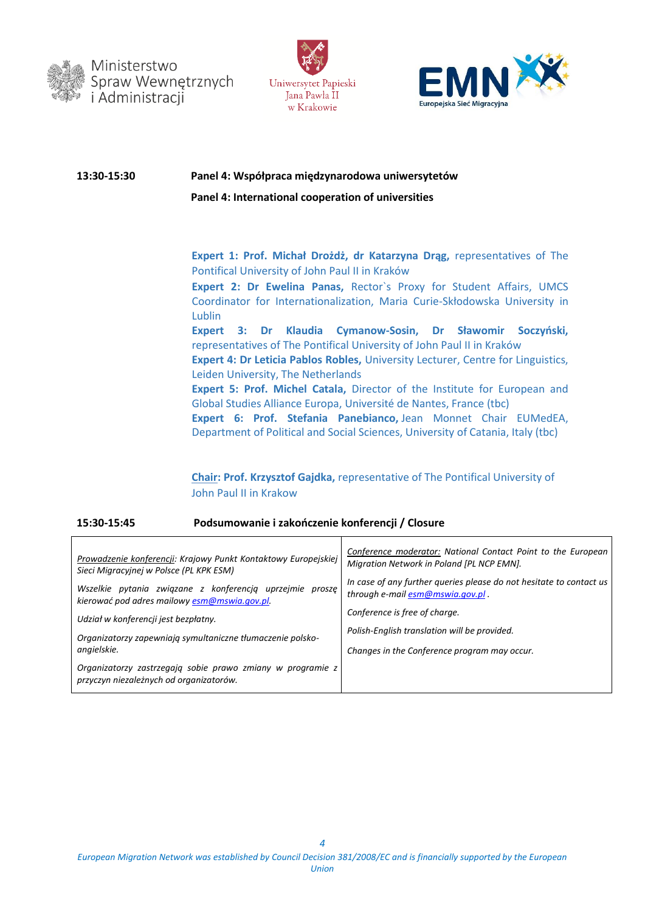**13:30-15:30** **Panel 4: Współpraca międzynarodowa uniwersytetów**

**Panel 4: International cooperation of universities**

**Expert 1: Prof. Michał Drożdż, dr Katarzyna Drąg,** representatives of The Pontifical University of John Paul II in Kraków

**Expert 2: Dr Ewelina Panas,** Rector`s Proxy for Student Affairs, UMCS Coordinator for Internationalization, Maria Curie-Skłodowska University in Lublin

**Expert 3: Dr Klaudia Cymanow-Sosin, Dr Sławomir Soczyński,** representatives of The Pontifical University of John Paul II in Kraków

**Expert 4: Dr Leticia Pablos Robles,** University Lecturer, Centre for Linguistics, Leiden University, The Netherlands

**Expert 5: Prof. Michel Catala,** Director of the Institute for European and Global Studies Alliance Europa, Université de Nantes, France (tbc)

**Expert 6: Prof. Stefania Panebianco,** Jean Monnet Chair EUMedEA, Department of Political and Social Sciences, University of Catania, Italy (tbc)

**Chair: Prof. Krzysztof Gajdka,** representative of The Pontifical University of John Paul II in Krakow

**15:30-15:45** **Podsumowanie i zakończenie konferencji / Closure**

| | |
|---|---|
| *Prowadzenie konferencji: Krajowy Punkt Kontaktowy Europejskiej Sieci Migracyjnej w Polsce (PL KPK ESM)* | *Conference moderator: National Contact Point to the European Migration Network in Poland [PL NCP EMN].* |
| *Wszelkie pytania związane z konferencją uprzejmie proszę kierować pod adres mailowy esm@mswia.gov.pl.* | *In case of any further queries please do not hesitate to contact us through e-mail esm@mswia.gov.pl .* |
| *Udział w konferencji jest bezpłatny.* | *Conference is free of charge.* |
| *Organizatorzy zapewniają symultaniczne tłumaczenie polsko-angielskie.* | *Polish-English translation will be provided.* |
| *Organizatorzy zastrzegają sobie prawo zmiany w programie z przyczyn niezależnych od organizatorów.* | *Changes in the Conference program may occur.* |